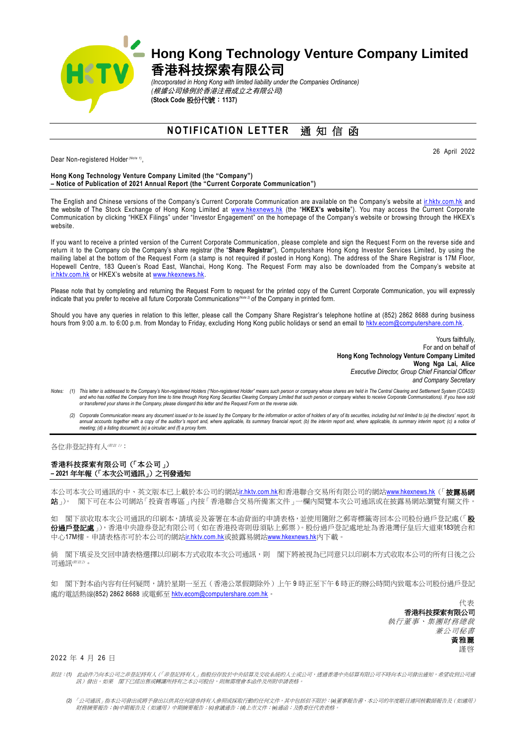# Hong Kong Technology Venture Company Limited
# 香港科技探索有限公司

*(Incorporated in Hong Kong with limited liability under the Companies Ordinance)*
*(根據公司條例於香港註冊成立之有限公司)*
**(Stock Code 股份代號：1137)**

## NOTIFICATION LETTER 通知信函

26 April 2022

Dear Non-registered Holder [(Note 1)],

**Hong Kong Technology Venture Company Limited (the "Company")**
**– Notice of Publication of 2021 Annual Report (the "Current Corporate Communication")**

The English and Chinese versions of the Company's Current Corporate Communication are available on the Company's website at ir.hktv.com.hk and the website of The Stock Exchange of Hong Kong Limited at www.hkexnews.hk (the "**HKEX's website**"). You may access the Current Corporate Communication by clicking "HKEX Filings" under "Investor Engagement" on the homepage of the Company's website or browsing through the HKEX's website.

If you want to receive a printed version of the Current Corporate Communication, please complete and sign the Request Form on the reverse side and return it to the Company c/o the Company's share registrar (the "**Share Registrar**"), Computershare Hong Kong Investor Services Limited, by using the mailing label at the bottom of the Request Form (a stamp is not required if posted in Hong Kong). The address of the Share Registrar is 17M Floor, Hopewell Centre, 183 Queen's Road East, Wanchai, Hong Kong. The Request Form may also be downloaded from the Company's website at ir.hktv.com.hk or HKEX's website at www.hkexnews.hk.

Please note that by completing and returning the Request Form to request for the printed copy of the Current Corporate Communication, you will expressly indicate that you prefer to receive all future Corporate Communications[(Note 2)] of the Company in printed form.

Should you have any queries in relation to this letter, please call the Company Share Registrar's telephone hotline at (852) 2862 8688 during business hours from 9:00 a.m. to 6:00 p.m. from Monday to Friday, excluding Hong Kong public holidays or send an email to hktv.ecom@computershare.com.hk.

Yours faithfully,
For and on behalf of
**Hong Kong Technology Venture Company Limited**
**Wong Nga Lai, Alice**
*Executive Director, Group Chief Financial Officer*
*and Company Secretary*

*Notes: (1) This letter is addressed to the Company's Non-registered Holders ("Non-registered Holder" means such person or company whose shares are held in The Central Clearing and Settlement System (CCASS) and who has notified the Company from time to time through Hong Kong Securities Clearing Company Limited that such person or company wishes to receive Corporate Communications). If you have sold or transferred your shares in the Company, please disregard this letter and the Request Form on the reverse side.*

*(2) Corporate Communication means any document issued or to be issued by the Company for the information or action of holders of any of its securities, including but not limited to (a) the directors' report, its annual accounts together with a copy of the auditor's report and, where applicable, its summary financial report; (b) the interim report and, where applicable, its summary interim report; (c) a notice of meeting; (d) a listing document; (e) a circular; and (f) a proxy form.*

---

各位非登記持有人[(附註 1)]：

**香港科技探索有限公司（「本公司」）**
**– 2021 年年報（「本次公司通訊」）之刊發通知**

本公司本次公司通訊的中、英文版本已上載於本公司的網站ir.hktv.com.hk和香港聯合交易所有限公司的網站www.hkexnews.hk（「**披露易網站**」）。 閣下可在本公司網站「投資者專區」內按「香港聯合交易所備案文件」一欄內閱覽本次公司通訊或在披露易網站瀏覽有關文件。

如 閣下欲收取本次公司通訊的印刷本，請填妥及簽署在本函背面的申請表格，並使用隨附之郵寄標籤寄回本公司股份過戶登記處（「**股份過戶登記處**」），香港中央證券登記有限公司（如在香港投寄則毋須貼上郵票）。股份過戶登記處地址為香港灣仔皇后大道東183號合和中心17M樓。申請表格亦可於本公司的網站ir.hktv.com.hk或披露易網站www.hkexnews.hk內下載。

倘 閣下填妥及交回申請表格選擇以印刷本方式收取本次公司通訊，則 閣下將被視為已同意只以印刷本方式收取本公司的所有日後之公司通訊[(附註 2)]。

如 閣下對本函內容有任何疑問，請於星期一至五（香港公眾假期除外）上午 9 時正至下午 6 時正的辦公時間內致電本公司股份過戶登記處的電話熱線(852) 2862 8688 或電郵至 hktv.ecom@computershare.com.hk。

代表
**香港科技探索有限公司**
*執行董事、集團財務總裁*
*兼公司秘書*
**黃雅麗**
謹啓

2022 年 4 月 26 日

*附註：(1) 此函件乃向本公司之非登記持有人（「非登記持有人」指股份存放於中央結算及交收系統的人士或公司，透過香港中央結算有限公司不時向本公司發出通知，希望收到公司通訊）發出。如果 閣下已經出售或轉讓所持有之本公司股份，則無需理會本函件及所附申請表格。*

*(2) 「公司通訊」指本公司發出或將予發出以供其任何證券持有人參照或採取行動的任何文件，其中包括但不限於：(a)董事報告書、本公司的年度賬目連同核數師報告及（如適用）財務摘要報告；(b)中期報告及（如適用）中期摘要報告；(c)會議通告；(d)上市文件；(e)通函；及(f)委任代表表格。*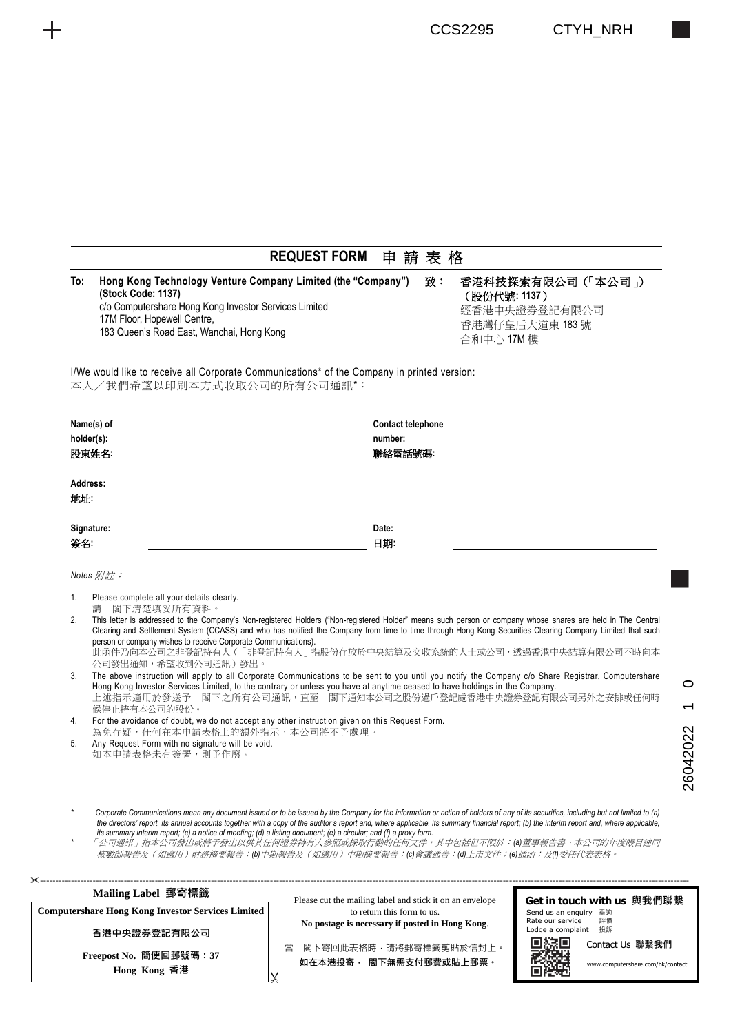## REQUEST FORM 申請表格

**To: Hong Kong Technology Venture Company Limited (the "Company") (Stock Code: 1137)**
c/o Computershare Hong Kong Investor Services Limited
17M Floor, Hopewell Centre,
183 Queen's Road East, Wanchai, Hong Kong

**致：香港科技探索有限公司（「本公司」）（股份代號: 1137）**
經香港中央證券登記有限公司
香港灣仔皇后大道東 183 號
合和中心 17M 樓

I/We would like to receive all Corporate Communications* of the Company in printed version:
本人／我們希望以印刷本方式收取公司的所有公司通訊*：

**Name(s) of holder(s): 股東姓名:** ______________________ **Contact telephone number: 聯絡電話號碼:** ______________________

**Address: 地址:** ______________________________________________

**Signature: 簽名:** ______________________ **Date: 日期:** ______________________

*Notes 附註：*

1. Please complete all your details clearly.
   請 閣下清楚填妥所有資料。
2. This letter is addressed to the Company's Non-registered Holders ("Non-registered Holder" means such person or company whose shares are held in The Central Clearing and Settlement System (CCASS) and who has notified the Company from time to time through Hong Kong Securities Clearing Company Limited that such person or company wishes to receive Corporate Communications).
   此函件乃向本公司之非登記持有人（「非登記持有人」指股份存放於中央結算及交收系統的人士或公司，透過香港中央結算有限公司不時向本公司發出通知，希望收到公司通訊）發出。
3. The above instruction will apply to all Corporate Communications to be sent to you until you notify the Company c/o Share Registrar, Computershare Hong Kong Investor Services Limited, to the contrary or unless you have at anytime ceased to have holdings in the Company.
   上述指示適用於發送予 閣下之所有公司通訊，直至 閣下通知本公司之股份過戶登記處香港中央證券登記有限公司另外之安排或任何時候停止持有本公司的股份。
4. For the avoidance of doubt, we do not accept any other instruction given on this Request Form.
   為免存疑，任何在本申請表格上的額外指示，本公司將不予處理。
5. Any Request Form with no signature will be void.
   如本申請表格未有簽署，則予作廢。

\* *Corporate Communications mean any document issued or to be issued by the Company for the information or action of holders of any of its securities, including but not limited to (a) the directors' report, its annual accounts together with a copy of the auditor's report and, where applicable, its summary financial report; (b) the interim report and, where applicable, its summary interim report; (c) a notice of meeting; (d) a listing document; (e) a circular; and (f) a proxy form.*

\* *「公司通訊」指本公司發出或將予發出以供其任何證券持有人參照或採取行動的任何文件，其中包括但不限於：(a)董事報告書、本公司的年度賬目連同核數師報告及（如適用）財務摘要報告；(b)中期報告及（如適用）中期摘要報告；(c)會議通告；(d)上市文件；(e)通函；及(f)委任代表表格。*

---

**Mailing Label 郵寄標籤**

**Computershare Hong Kong Investor Services Limited**
**香港中央證券登記有限公司**
**Freepost No. 簡便回郵號碼：37**
**Hong Kong 香港**

Please cut the mailing label and stick it on an envelope to return this form to us.
**No postage is necessary if posted in Hong Kong.**

當 閣下寄回此表格時，請將郵寄標籤剪貼於信封上。
**如在本港投寄， 閣下無需支付郵費或貼上郵票。**

**Get in touch with us 與我們聯繫**
Send us an enquiry 查詢
Rate our service 評價
Lodge a complaint 投訴
Contact Us 聯繫我們
www.computershare.com/hk/contact